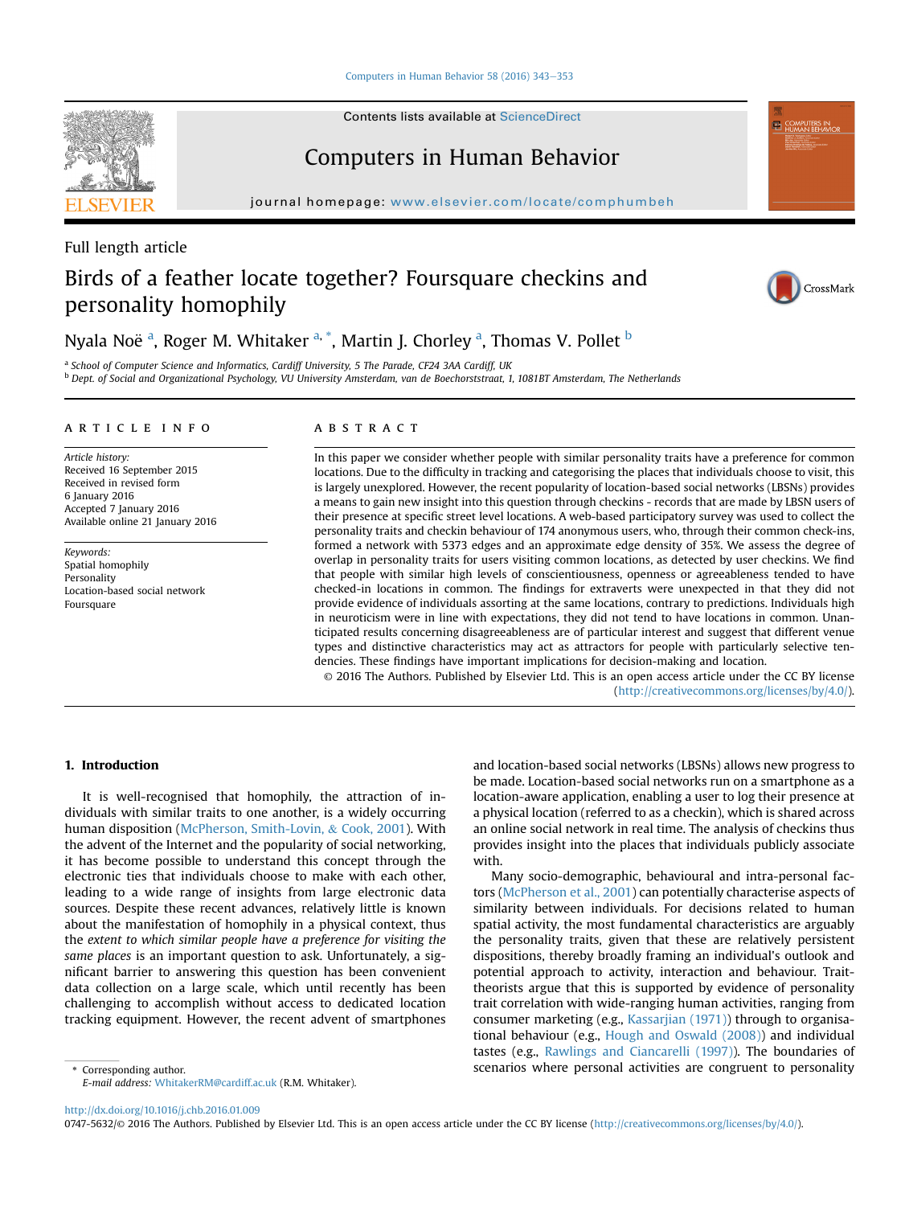Contents lists available at ScienceDirect

# Computers in Human Behavior

journal homepage: www.elsevier.com/locate/comphumbeh

Full length article

# Birds of a feather locate together? Foursquare checkins and personality homophily

Nyala Noë [a], Roger M. Whitaker [a,*], Martin J. Chorley [a], Thomas V. Pollet [b]

[a] School of Computer Science and Informatics, Cardiff University, 5 The Parade, CF24 3AA Cardiff, UK
[b] Dept. of Social and Organizational Psychology, VU University Amsterdam, van de Boechorststraat, 1, 1081BT Amsterdam, The Netherlands

## ARTICLE INFO

*Article history:*
Received 16 September 2015
Received in revised form
6 January 2016
Accepted 7 January 2016
Available online 21 January 2016

*Keywords:*
Spatial homophily
Personality
Location-based social network
Foursquare

## ABSTRACT

In this paper we consider whether people with similar personality traits have a preference for common locations. Due to the difficulty in tracking and categorising the places that individuals choose to visit, this is largely unexplored. However, the recent popularity of location-based social networks (LBSNs) provides a means to gain new insight into this question through checkins - records that are made by LBSN users of their presence at specific street level locations. A web-based participatory survey was used to collect the personality traits and checkin behaviour of 174 anonymous users, who, through their common check-ins, formed a network with 5373 edges and an approximate edge density of 35%. We assess the degree of overlap in personality traits for users visiting common locations, as detected by user checkins. We find that people with similar high levels of conscientiousness, openness or agreeableness tended to have checked-in locations in common. The findings for extraverts were unexpected in that they did not provide evidence of individuals assorting at the same locations, contrary to predictions. Individuals high in neuroticism were in line with expectations, they did not tend to have locations in common. Unanticipated results concerning disagreeableness are of particular interest and suggest that different venue types and distinctive characteristics may act as attractors for people with particularly selective tendencies. These findings have important implications for decision-making and location.

© 2016 The Authors. Published by Elsevier Ltd. This is an open access article under the CC BY license (http://creativecommons.org/licenses/by/4.0/).

## 1. Introduction

It is well-recognised that homophily, the attraction of individuals with similar traits to one another, is a widely occurring human disposition (McPherson, Smith-Lovin, & Cook, 2001). With the advent of the Internet and the popularity of social networking, it has become possible to understand this concept through the electronic ties that individuals choose to make with each other, leading to a wide range of insights from large electronic data sources. Despite these recent advances, relatively little is known about the manifestation of homophily in a physical context, thus the *extent to which similar people have a preference for visiting the same places* is an important question to ask. Unfortunately, a significant barrier to answering this question has been convenient data collection on a large scale, which until recently has been challenging to accomplish without access to dedicated location tracking equipment. However, the recent advent of smartphones and location-based social networks (LBSNs) allows new progress to be made. Location-based social networks run on a smartphone as a location-aware application, enabling a user to log their presence at a physical location (referred to as a checkin), which is shared across an online social network in real time. The analysis of checkins thus provides insight into the places that individuals publicly associate with.

Many socio-demographic, behavioural and intra-personal factors (McPherson et al., 2001) can potentially characterise aspects of similarity between individuals. For decisions related to human spatial activity, the most fundamental characteristics are arguably the personality traits, given that these are relatively persistent dispositions, thereby broadly framing an individual's outlook and potential approach to activity, interaction and behaviour. Trait-theorists argue that this is supported by evidence of personality trait correlation with wide-ranging human activities, ranging from consumer marketing (e.g., Kassarjian (1971)) through to organisational behaviour (e.g., Hough and Oswald (2008)) and individual tastes (e.g., Rawlings and Ciancarelli (1997)). The boundaries of scenarios where personal activities are congruent to personality

* Corresponding author.
*E-mail address:* WhitakerRM@cardiff.ac.uk (R.M. Whitaker).

http://dx.doi.org/10.1016/j.chb.2016.01.009
0747-5632/© 2016 The Authors. Published by Elsevier Ltd. This is an open access article under the CC BY license (http://creativecommons.org/licenses/by/4.0/).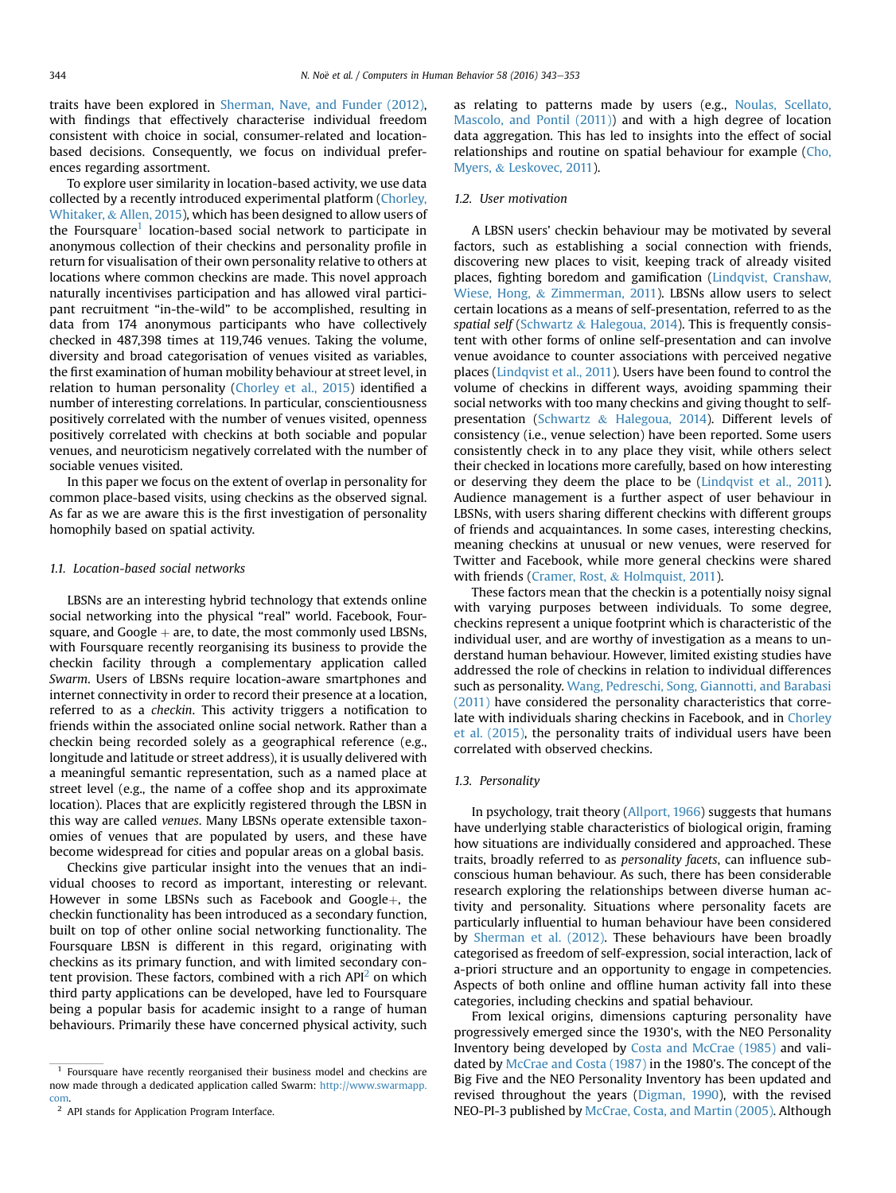traits have been explored in Sherman, Nave, and Funder (2012), with findings that effectively characterise individual freedom consistent with choice in social, consumer-related and location-based decisions. Consequently, we focus on individual preferences regarding assortment.

To explore user similarity in location-based activity, we use data collected by a recently introduced experimental platform (Chorley, Whitaker, & Allen, 2015), which has been designed to allow users of the Foursquare[1] location-based social network to participate in anonymous collection of their checkins and personality profile in return for visualisation of their own personality relative to others at locations where common checkins are made. This novel approach naturally incentivises participation and has allowed viral participant recruitment "in-the-wild" to be accomplished, resulting in data from 174 anonymous participants who have collectively checked in 487,398 times at 119,746 venues. Taking the volume, diversity and broad categorisation of venues visited as variables, the first examination of human mobility behaviour at street level, in relation to human personality (Chorley et al., 2015) identified a number of interesting correlations. In particular, conscientiousness positively correlated with the number of venues visited, openness positively correlated with checkins at both sociable and popular venues, and neuroticism negatively correlated with the number of sociable venues visited.

In this paper we focus on the extent of overlap in personality for common place-based visits, using checkins as the observed signal. As far as we are aware this is the first investigation of personality homophily based on spatial activity.

### 1.1. Location-based social networks

LBSNs are an interesting hybrid technology that extends online social networking into the physical "real" world. Facebook, Foursquare, and Google + are, to date, the most commonly used LBSNs, with Foursquare recently reorganising its business to provide the checkin facility through a complementary application called *Swarm*. Users of LBSNs require location-aware smartphones and internet connectivity in order to record their presence at a location, referred to as a *checkin*. This activity triggers a notification to friends within the associated online social network. Rather than a checkin being recorded solely as a geographical reference (e.g., longitude and latitude or street address), it is usually delivered with a meaningful semantic representation, such as a named place at street level (e.g., the name of a coffee shop and its approximate location). Places that are explicitly registered through the LBSN in this way are called *venues*. Many LBSNs operate extensible taxonomies of venues that are populated by users, and these have become widespread for cities and popular areas on a global basis.

Checkins give particular insight into the venues that an individual chooses to record as important, interesting or relevant. However in some LBSNs such as Facebook and Google+, the checkin functionality has been introduced as a secondary function, built on top of other online social networking functionality. The Foursquare LBSN is different in this regard, originating with checkins as its primary function, and with limited secondary content provision. These factors, combined with a rich API[2] on which third party applications can be developed, have led to Foursquare being a popular basis for academic insight to a range of human behaviours. Primarily these have concerned physical activity, such as relating to patterns made by users (e.g., Noulas, Scellato, Mascolo, and Pontil (2011)) and with a high degree of location data aggregation. This has led to insights into the effect of social relationships and routine on spatial behaviour for example (Cho, Myers, & Leskovec, 2011).

### 1.2. User motivation

A LBSN users' checkin behaviour may be motivated by several factors, such as establishing a social connection with friends, discovering new places to visit, keeping track of already visited places, fighting boredom and gamification (Lindqvist, Cranshaw, Wiese, Hong, & Zimmerman, 2011). LBSNs allow users to select certain locations as a means of self-presentation, referred to as the *spatial self* (Schwartz & Halegoua, 2014). This is frequently consistent with other forms of online self-presentation and can involve venue avoidance to counter associations with perceived negative places (Lindqvist et al., 2011). Users have been found to control the volume of checkins in different ways, avoiding spamming their social networks with too many checkins and giving thought to self-presentation (Schwartz & Halegoua, 2014). Different levels of consistency (i.e., venue selection) have been reported. Some users consistently check in to any place they visit, while others select their checked in locations more carefully, based on how interesting or deserving they deem the place to be (Lindqvist et al., 2011). Audience management is a further aspect of user behaviour in LBSNs, with users sharing different checkins with different groups of friends and acquaintances. In some cases, interesting checkins, meaning checkins at unusual or new venues, were reserved for Twitter and Facebook, while more general checkins were shared with friends (Cramer, Rost, & Holmquist, 2011).

These factors mean that the checkin is a potentially noisy signal with varying purposes between individuals. To some degree, checkins represent a unique footprint which is characteristic of the individual user, and are worthy of investigation as a means to understand human behaviour. However, limited existing studies have addressed the role of checkins in relation to individual differences such as personality. Wang, Pedreschi, Song, Giannotti, and Barabasi (2011) have considered the personality characteristics that correlate with individuals sharing checkins in Facebook, and in Chorley et al. (2015), the personality traits of individual users have been correlated with observed checkins.

### 1.3. Personality

In psychology, trait theory (Allport, 1966) suggests that humans have underlying stable characteristics of biological origin, framing how situations are individually considered and approached. These traits, broadly referred to as *personality facets*, can influence subconscious human behaviour. As such, there has been considerable research exploring the relationships between diverse human activity and personality. Situations where personality facets are particularly influential to human behaviour have been considered by Sherman et al. (2012). These behaviours have been broadly categorised as freedom of self-expression, social interaction, lack of a-priori structure and an opportunity to engage in competencies. Aspects of both online and offline human activity fall into these categories, including checkins and spatial behaviour.

From lexical origins, dimensions capturing personality have progressively emerged since the 1930's, with the NEO Personality Inventory being developed by Costa and McCrae (1985) and validated by McCrae and Costa (1987) in the 1980's. The concept of the Big Five and the NEO Personality Inventory has been updated and revised throughout the years (Digman, 1990), with the revised NEO-PI-3 published by McCrae, Costa, and Martin (2005). Although

[1] Foursquare have recently reorganised their business model and checkins are now made through a dedicated application called Swarm: http://www.swarmapp.com.

[2] API stands for Application Program Interface.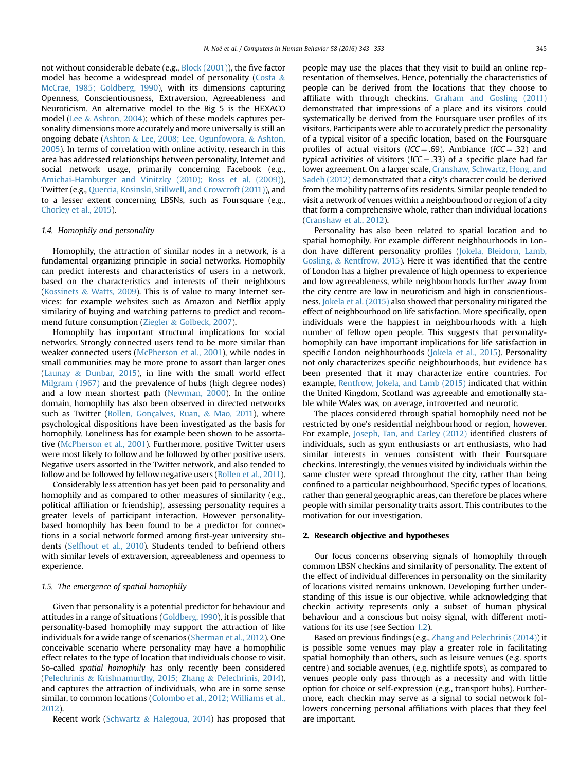not without considerable debate (e.g., Block (2001)), the five factor model has become a widespread model of personality (Costa & McCrae, 1985; Goldberg, 1990), with its dimensions capturing Openness, Conscientiousness, Extraversion, Agreeableness and Neuroticism. An alternative model to the Big 5 is the HEXACO model (Lee & Ashton, 2004); which of these models captures personality dimensions more accurately and more universally is still an ongoing debate (Ashton & Lee, 2008; Lee, Ogunfowora, & Ashton, 2005). In terms of correlation with online activity, research in this area has addressed relationships between personality, Internet and social network usage, primarily concerning Facebook (e.g., Amichai-Hamburger and Vinitzky (2010); Ross et al. (2009)), Twitter (e.g., Quercia, Kosinski, Stillwell, and Crowcroft (2011)), and to a lesser extent concerning LBSNs, such as Foursquare (e.g., Chorley et al., 2015).

### 1.4. Homophily and personality

Homophily, the attraction of similar nodes in a network, is a fundamental organizing principle in social networks. Homophily can predict interests and characteristics of users in a network, based on the characteristics and interests of their neighbours (Kossinets & Watts, 2009). This is of value to many Internet services: for example websites such as Amazon and Netflix apply similarity of buying and watching patterns to predict and recommend future consumption (Ziegler & Golbeck, 2007).

Homophily has important structural implications for social networks. Strongly connected users tend to be more similar than weaker connected users (McPherson et al., 2001), while nodes in small communities may be more prone to assort than larger ones (Launay & Dunbar, 2015), in line with the small world effect Milgram (1967) and the prevalence of hubs (high degree nodes) and a low mean shortest path (Newman, 2000). In the online domain, homophily has also been observed in directed networks such as Twitter (Bollen, Gonçalves, Ruan, & Mao, 2011), where psychological dispositions have been investigated as the basis for homophily. Loneliness has for example been shown to be assortative (McPherson et al., 2001). Furthermore, positive Twitter users were most likely to follow and be followed by other positive users. Negative users assorted in the Twitter network, and also tended to follow and be followed by fellow negative users (Bollen et al., 2011).

Considerably less attention has yet been paid to personality and homophily and as compared to other measures of similarity (e.g., political affiliation or friendship), assessing personality requires a greater levels of participant interaction. However personality-based homophily has been found to be a predictor for connections in a social network formed among first-year university students (Selfhout et al., 2010). Students tended to befriend others with similar levels of extraversion, agreeableness and openness to experience.

### 1.5. The emergence of spatial homophily

Given that personality is a potential predictor for behaviour and attitudes in a range of situations (Goldberg, 1990), it is possible that personality-based homophily may support the attraction of like individuals for a wide range of scenarios (Sherman et al., 2012). One conceivable scenario where personality may have a homophilic effect relates to the type of location that individuals choose to visit. So-called *spatial homophily* has only recently been considered (Pelechrinis & Krishnamurthy, 2015; Zhang & Pelechrinis, 2014), and captures the attraction of individuals, who are in some sense similar, to common locations (Colombo et al., 2012; Williams et al., 2012).

Recent work (Schwartz & Halegoua, 2014) has proposed that people may use the places that they visit to build an online representation of themselves. Hence, potentially the characteristics of people can be derived from the locations that they choose to affiliate with through checkins. Graham and Gosling (2011) demonstrated that impressions of a place and its visitors could systematically be derived from the Foursquare user profiles of its visitors. Participants were able to accurately predict the personality of a typical visitor of a specific location, based on the Foursquare profiles of actual visitors ($ICC = .69$). Ambiance ($ICC = .32$) and typical activities of visitors ($ICC = .33$) of a specific place had far lower agreement. On a larger scale, Cranshaw, Schwartz, Hong, and Sadeh (2012) demonstrated that a city's character could be derived from the mobility patterns of its residents. Similar people tended to visit a network of venues within a neighbourhood or region of a city that form a comprehensive whole, rather than individual locations (Cranshaw et al., 2012).

Personality has also been related to spatial location and to spatial homophily. For example different neighbourhoods in London have different personality profiles (Jokela, Bleidorn, Lamb, Gosling, & Rentfrow, 2015). Here it was identified that the centre of London has a higher prevalence of high openness to experience and low agreeableness, while neighbourhoods further away from the city centre are low in neuroticism and high in conscientiousness. Jokela et al. (2015) also showed that personality mitigated the effect of neighbourhood on life satisfaction. More specifically, open individuals were the happiest in neighbourhoods with a high number of fellow open people. This suggests that personality-homophily can have important implications for life satisfaction in specific London neighbourhoods (Jokela et al., 2015). Personality not only characterizes specific neighbourhoods, but evidence has been presented that it may characterize entire countries. For example, Rentfrow, Jokela, and Lamb (2015) indicated that within the United Kingdom, Scotland was agreeable and emotionally stable while Wales was, on average, introverted and neurotic.

The places considered through spatial homophily need not be restricted by one's residential neighbourhood or region, however. For example, Joseph, Tan, and Carley (2012) identified clusters of individuals, such as gym enthusiasts or art enthusiasts, who had similar interests in venues consistent with their Foursquare checkins. Interestingly, the venues visited by individuals within the same cluster were spread throughout the city, rather than being confined to a particular neighbourhood. Specific types of locations, rather than general geographic areas, can therefore be places where people with similar personality traits assort. This contributes to the motivation for our investigation.

## 2. Research objective and hypotheses

Our focus concerns observing signals of homophily through common LBSN checkins and similarity of personality. The extent of the effect of individual differences in personality on the similarity of locations visited remains unknown. Developing further understanding of this issue is our objective, while acknowledging that checkin activity represents only a subset of human physical behaviour and a conscious but noisy signal, with different motivations for its use (see Section 1.2).

Based on previous findings (e.g., Zhang and Pelechrinis (2014)) it is possible some venues may play a greater role in facilitating spatial homophily than others, such as leisure venues (e.g. sports centre) and sociable avenues, (e.g. nightlife spots), as compared to venues people only pass through as a necessity and with little option for choice or self-expression (e.g., transport hubs). Furthermore, each checkin may serve as a signal to social network followers concerning personal affiliations with places that they feel are important.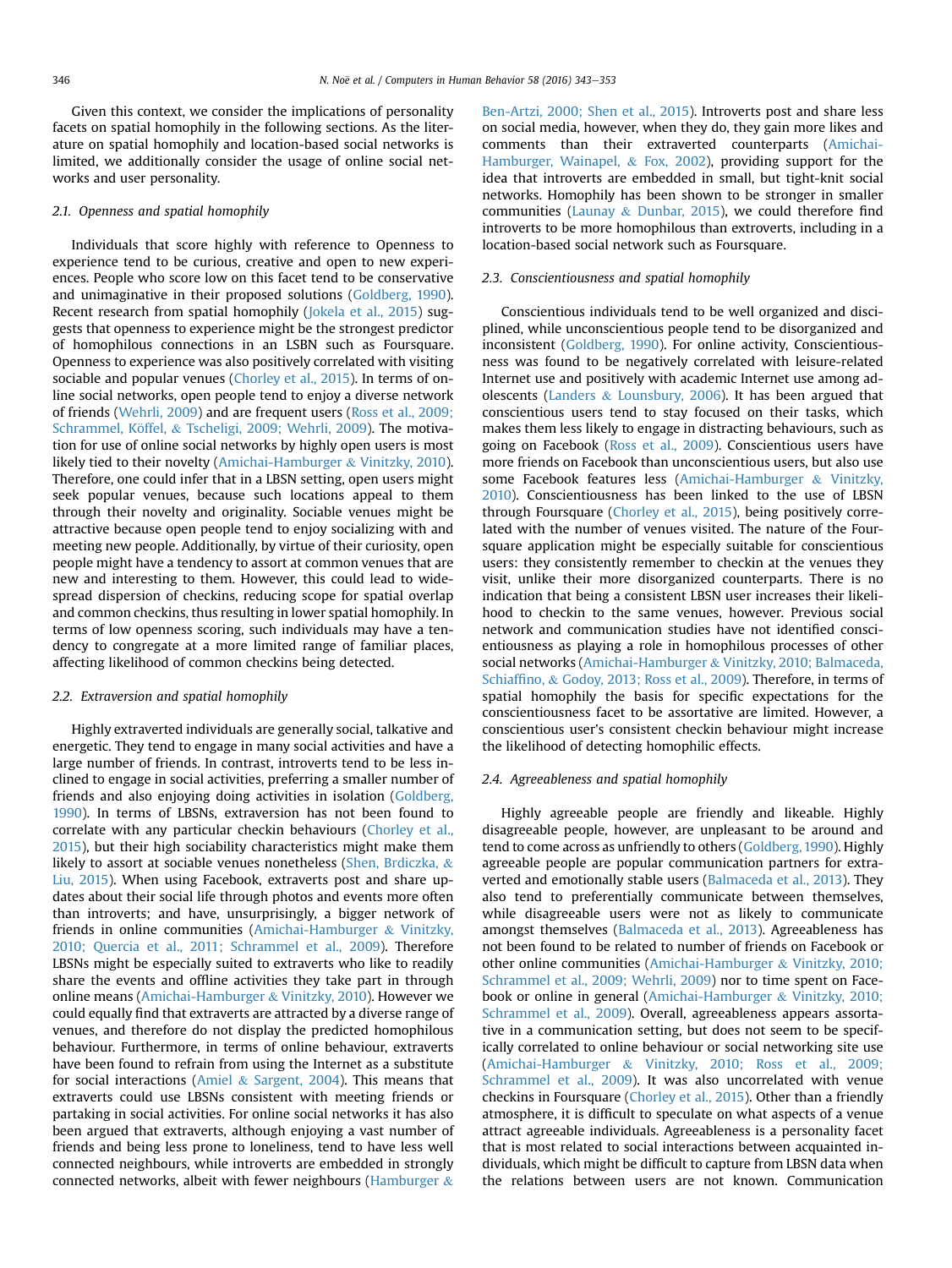Given this context, we consider the implications of personality facets on spatial homophily in the following sections. As the literature on spatial homophily and location-based social networks is limited, we additionally consider the usage of online social networks and user personality.

### 2.1. Openness and spatial homophily

Individuals that score highly with reference to Openness to experience tend to be curious, creative and open to new experiences. People who score low on this facet tend to be conservative and unimaginative in their proposed solutions (Goldberg, 1990). Recent research from spatial homophily (Jokela et al., 2015) suggests that openness to experience might be the strongest predictor of homophilous connections in an LSBN such as Foursquare. Openness to experience was also positively correlated with visiting sociable and popular venues (Chorley et al., 2015). In terms of online social networks, open people tend to enjoy a diverse network of friends (Wehrli, 2009) and are frequent users (Ross et al., 2009; Schrammel, Köffel, & Tscheligi, 2009; Wehrli, 2009). The motivation for use of online social networks by highly open users is most likely tied to their novelty (Amichai-Hamburger & Vinitzky, 2010). Therefore, one could infer that in a LBSN setting, open users might seek popular venues, because such locations appeal to them through their novelty and originality. Sociable venues might be attractive because open people tend to enjoy socializing with and meeting new people. Additionally, by virtue of their curiosity, open people might have a tendency to assort at common venues that are new and interesting to them. However, this could lead to widespread dispersion of checkins, reducing scope for spatial overlap and common checkins, thus resulting in lower spatial homophily. In terms of low openness scoring, such individuals may have a tendency to congregate at a more limited range of familiar places, affecting likelihood of common checkins being detected.

### 2.2. Extraversion and spatial homophily

Highly extraverted individuals are generally social, talkative and energetic. They tend to engage in many social activities and have a large number of friends. In contrast, introverts tend to be less inclined to engage in social activities, preferring a smaller number of friends and also enjoying doing activities in isolation (Goldberg, 1990). In terms of LBSNs, extraversion has not been found to correlate with any particular checkin behaviours (Chorley et al., 2015), but their high sociability characteristics might make them likely to assort at sociable venues nonetheless (Shen, Brdiczka, & Liu, 2015). When using Facebook, extraverts post and share updates about their social life through photos and events more often than introverts; and have, unsurprisingly, a bigger network of friends in online communities (Amichai-Hamburger & Vinitzky, 2010; Quercia et al., 2011; Schrammel et al., 2009). Therefore LBSNs might be especially suited to extraverts who like to readily share the events and offline activities they take part in through online means (Amichai-Hamburger & Vinitzky, 2010). However we could equally find that extraverts are attracted by a diverse range of venues, and therefore do not display the predicted homophilous behaviour. Furthermore, in terms of online behaviour, extraverts have been found to refrain from using the Internet as a substitute for social interactions (Amiel & Sargent, 2004). This means that extraverts could use LBSNs consistent with meeting friends or partaking in social activities. For online social networks it has also been argued that extraverts, although enjoying a vast number of friends and being less prone to loneliness, tend to have less well connected neighbours, while introverts are embedded in strongly connected networks, albeit with fewer neighbours (Hamburger & Ben-Artzi, 2000; Shen et al., 2015). Introverts post and share less on social media, however, when they do, they gain more likes and comments than their extraverted counterparts (Amichai-Hamburger, Wainapel, & Fox, 2002), providing support for the idea that introverts are embedded in small, but tight-knit social networks. Homophily has been shown to be stronger in smaller communities (Launay & Dunbar, 2015), we could therefore find introverts to be more homophilous than extroverts, including in a location-based social network such as Foursquare.

### 2.3. Conscientiousness and spatial homophily

Conscientious individuals tend to be well organized and disciplined, while unconscientious people tend to be disorganized and inconsistent (Goldberg, 1990). For online activity, Conscientiousness was found to be negatively correlated with leisure-related Internet use and positively with academic Internet use among adolescents (Landers & Lounsbury, 2006). It has been argued that conscientious users tend to stay focused on their tasks, which makes them less likely to engage in distracting behaviours, such as going on Facebook (Ross et al., 2009). Conscientious users have more friends on Facebook than unconscientious users, but also use some Facebook features less (Amichai-Hamburger & Vinitzky, 2010). Conscientiousness has been linked to the use of LBSN through Foursquare (Chorley et al., 2015), being positively correlated with the number of venues visited. The nature of the Foursquare application might be especially suitable for conscientious users: they consistently remember to checkin at the venues they visit, unlike their more disorganized counterparts. There is no indication that being a consistent LBSN user increases their likelihood to checkin to the same venues, however. Previous social network and communication studies have not identified conscientiousness as playing a role in homophilous processes of other social networks (Amichai-Hamburger & Vinitzky, 2010; Balmaceda, Schiaffino, & Godoy, 2013; Ross et al., 2009). Therefore, in terms of spatial homophily the basis for specific expectations for the conscientiousness facet to be assortative are limited. However, a conscientious user's consistent checkin behaviour might increase the likelihood of detecting homophilic effects.

### 2.4. Agreeableness and spatial homophily

Highly agreeable people are friendly and likeable. Highly disagreeable people, however, are unpleasant to be around and tend to come across as unfriendly to others (Goldberg, 1990). Highly agreeable people are popular communication partners for extraverted and emotionally stable users (Balmaceda et al., 2013). They also tend to preferentially communicate between themselves, while disagreeable users were not as likely to communicate amongst themselves (Balmaceda et al., 2013). Agreeableness has not been found to be related to number of friends on Facebook or other online communities (Amichai-Hamburger & Vinitzky, 2010; Schrammel et al., 2009; Wehrli, 2009) nor to time spent on Facebook or online in general (Amichai-Hamburger & Vinitzky, 2010; Schrammel et al., 2009). Overall, agreeableness appears assortative in a communication setting, but does not seem to be specifically correlated to online behaviour or social networking site use (Amichai-Hamburger & Vinitzky, 2010; Ross et al., 2009; Schrammel et al., 2009). It was also uncorrelated with venue checkins in Foursquare (Chorley et al., 2015). Other than a friendly atmosphere, it is difficult to speculate on what aspects of a venue attract agreeable individuals. Agreeableness is a personality facet that is most related to social interactions between acquainted individuals, which might be difficult to capture from LBSN data when the relations between users are not known. Communication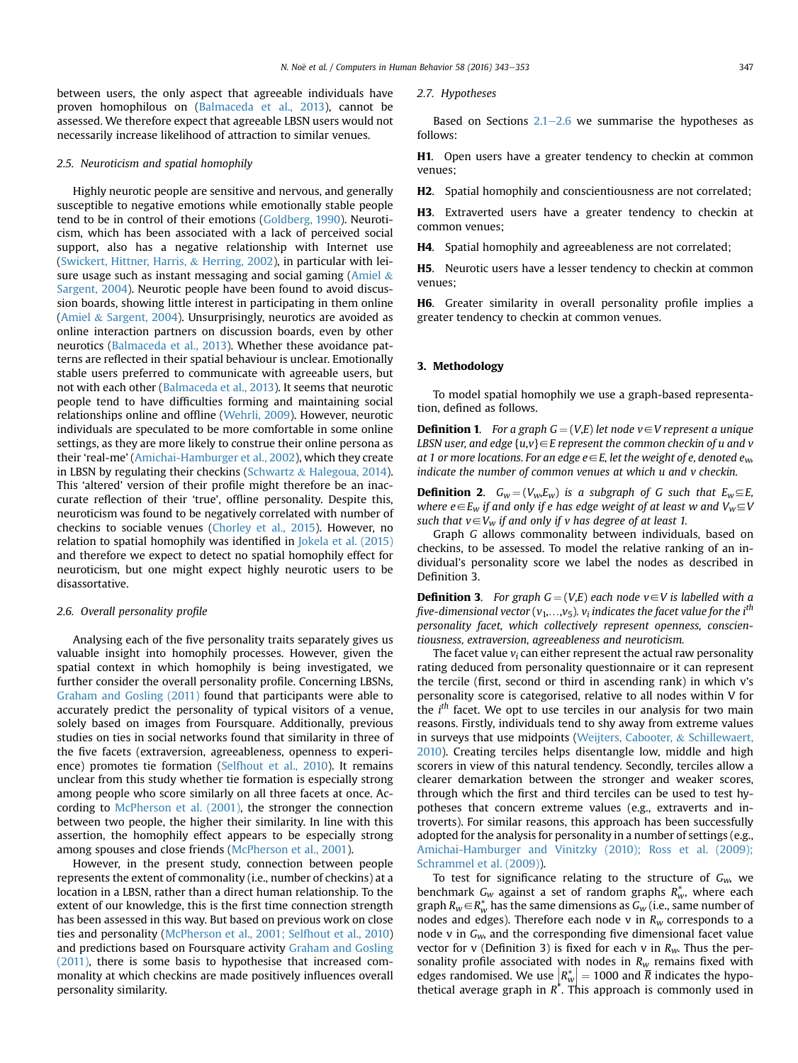between users, the only aspect that agreeable individuals have proven homophilous on (Balmaceda et al., 2013), cannot be assessed. We therefore expect that agreeable LBSN users would not necessarily increase likelihood of attraction to similar venues.

### 2.5. Neuroticism and spatial homophily

Highly neurotic people are sensitive and nervous, and generally susceptible to negative emotions while emotionally stable people tend to be in control of their emotions (Goldberg, 1990). Neuroticism, which has been associated with a lack of perceived social support, also has a negative relationship with Internet use (Swickert, Hittner, Harris, & Herring, 2002), in particular with leisure usage such as instant messaging and social gaming (Amiel & Sargent, 2004). Neurotic people have been found to avoid discussion boards, showing little interest in participating in them online (Amiel & Sargent, 2004). Unsurprisingly, neurotics are avoided as online interaction partners on discussion boards, even by other neurotics (Balmaceda et al., 2013). Whether these avoidance patterns are reflected in their spatial behaviour is unclear. Emotionally stable users preferred to communicate with agreeable users, but not with each other (Balmaceda et al., 2013). It seems that neurotic people tend to have difficulties forming and maintaining social relationships online and offline (Wehrli, 2009). However, neurotic individuals are speculated to be more comfortable in some online settings, as they are more likely to construe their online persona as their 'real-me' (Amichai-Hamburger et al., 2002), which they create in LBSN by regulating their checkins (Schwartz & Halegoua, 2014). This 'altered' version of their profile might therefore be an inaccurate reflection of their 'true', offline personality. Despite this, neuroticism was found to be negatively correlated with number of checkins to sociable venues (Chorley et al., 2015). However, no relation to spatial homophily was identified in Jokela et al. (2015) and therefore we expect to detect no spatial homophily effect for neuroticism, but one might expect highly neurotic users to be disassortative.

### 2.6. Overall personality profile

Analysing each of the five personality traits separately gives us valuable insight into homophily processes. However, given the spatial context in which homophily is being investigated, we further consider the overall personality profile. Concerning LBSNs, Graham and Gosling (2011) found that participants were able to accurately predict the personality of typical visitors of a venue, solely based on images from Foursquare. Additionally, previous studies on ties in social networks found that similarity in three of the five facets (extraversion, agreeableness, openness to experience) promotes tie formation (Selfhout et al., 2010). It remains unclear from this study whether tie formation is especially strong among people who score similarly on all three facets at once. According to McPherson et al. (2001), the stronger the connection between two people, the higher their similarity. In line with this assertion, the homophily effect appears to be especially strong among spouses and close friends (McPherson et al., 2001).

However, in the present study, connection between people represents the extent of commonality (i.e., number of checkins) at a location in a LBSN, rather than a direct human relationship. To the extent of our knowledge, this is the first time connection strength has been assessed in this way. But based on previous work on close ties and personality (McPherson et al., 2001; Selfhout et al., 2010) and predictions based on Foursquare activity Graham and Gosling (2011), there is some basis to hypothesise that increased commonality at which checkins are made positively influences overall personality similarity.

### 2.7. Hypotheses

Based on Sections 2.1–2.6 we summarise the hypotheses as follows:

**H1**. Open users have a greater tendency to checkin at common venues;

**H2**. Spatial homophily and conscientiousness are not correlated;

**H3**. Extraverted users have a greater tendency to checkin at common venues;

**H4**. Spatial homophily and agreeableness are not correlated;

**H5**. Neurotic users have a lesser tendency to checkin at common venues;

**H6**. Greater similarity in overall personality profile implies a greater tendency to checkin at common venues.

## 3. Methodology

To model spatial homophily we use a graph-based representation, defined as follows.

**Definition 1**. *For a graph $G = (V,E)$ let node $v \in V$ represent a unique LBSN user, and edge $\{u,v\} \in E$ represent the common checkin of u and v at 1 or more locations. For an edge $e \in E$, let the weight of e, denoted $e_w$, indicate the number of common venues at which u and v checkin.*

**Definition 2**. *$G_w = (V_w, E_w)$ is a subgraph of G such that $E_w \subseteq E$, where $e \in E_w$ if and only if e has edge weight of at least w and $V_w \subseteq V$ such that $v \in V_w$ if and only if v has degree of at least 1.*

Graph G allows commonality between individuals, based on checkins, to be assessed. To model the relative ranking of an individual's personality score we label the nodes as described in Definition 3.

**Definition 3**. *For graph $G = (V,E)$ each node $v \in V$ is labelled with a five-dimensional vector $(v_1,\ldots,v_5)$. $v_i$ indicates the facet value for the $i^{th}$ personality facet, which collectively represent openness, conscientiousness, extraversion, agreeableness and neuroticism.*

The facet value $v_i$ can either represent the actual raw personality rating deduced from personality questionnaire or it can represent the tercile (first, second or third in ascending rank) in which v's personality score is categorised, relative to all nodes within V for the $i^{th}$ facet. We opt to use terciles in our analysis for two main reasons. Firstly, individuals tend to shy away from extreme values in surveys that use midpoints (Weijters, Cabooter, & Schillewaert, 2010). Creating terciles helps disentangle low, middle and high scorers in view of this natural tendency. Secondly, terciles allow a clearer demarkation between the stronger and weaker scores, through which the first and third terciles can be used to test hypotheses that concern extreme values (e.g., extraverts and introverts). For similar reasons, this approach has been successfully adopted for the analysis for personality in a number of settings (e.g., Amichai-Hamburger and Vinitzky (2010); Ross et al. (2009); Schrammel et al. (2009)).

To test for significance relating to the structure of $G_w$, we benchmark $G_w$ against a set of random graphs $R_w^*$, where each graph $R_w \in R_w^*$ has the same dimensions as $G_w$ (i.e., same number of nodes and edges). Therefore each node v in $R_w$ corresponds to a node v in $G_w$, and the corresponding five dimensional facet value vector for v (Definition 3) is fixed for each v in $R_w$. Thus the personality profile associated with nodes in $R_w$ remains fixed with edges randomised. We use $|R_w^*| = 1000$ and $\overline{R}$ indicates the hypothetical average graph in $R^*$. This approach is commonly used in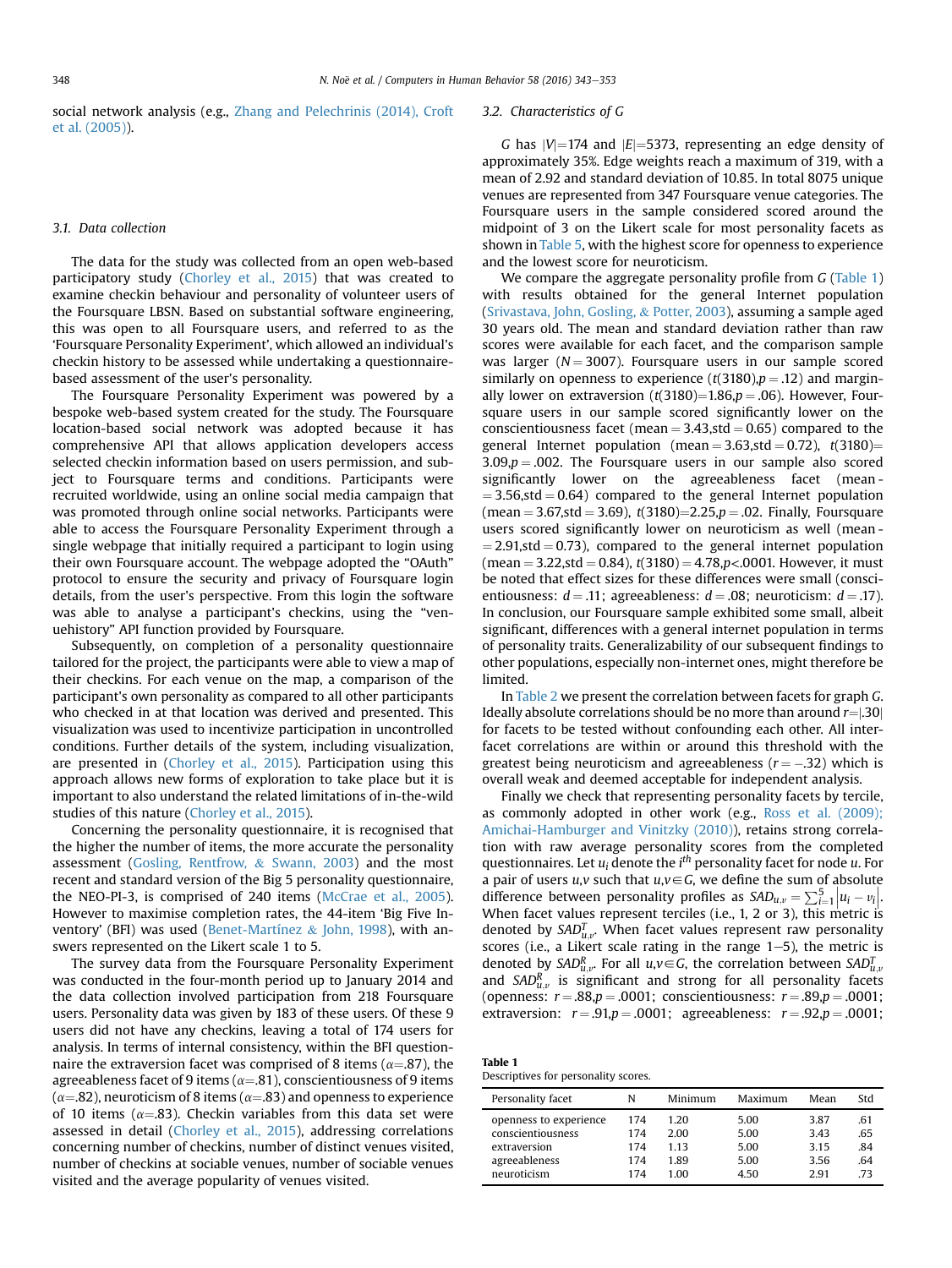social network analysis (e.g., Zhang and Pelechrinis (2014), Croft et al. (2005)).

### 3.1. Data collection

The data for the study was collected from an open web-based participatory study (Chorley et al., 2015) that was created to examine checkin behaviour and personality of volunteer users of the Foursquare LBSN. Based on substantial software engineering, this was open to all Foursquare users, and referred to as the 'Foursquare Personality Experiment', which allowed an individual's checkin history to be assessed while undertaking a questionnaire-based assessment of the user's personality.

The Foursquare Personality Experiment was powered by a bespoke web-based system created for the study. The Foursquare location-based social network was adopted because it has comprehensive API that allows application developers access selected checkin information based on users permission, and subject to Foursquare terms and conditions. Participants were recruited worldwide, using an online social media campaign that was promoted through online social networks. Participants were able to access the Foursquare Personality Experiment through a single webpage that initially required a participant to login using their own Foursquare account. The webpage adopted the "OAuth" protocol to ensure the security and privacy of Foursquare login details, from the user's perspective. From this login the software was able to analyse a participant's checkins, using the "venuehistory" API function provided by Foursquare.

Subsequently, on completion of a personality questionnaire tailored for the project, the participants were able to view a map of their checkins. For each venue on the map, a comparison of the participant's own personality as compared to all other participants who checked in at that location was derived and presented. This visualization was used to incentivize participation in uncontrolled conditions. Further details of the system, including visualization, are presented in (Chorley et al., 2015). Participation using this approach allows new forms of exploration to take place but it is important to also understand the related limitations of in-the-wild studies of this nature (Chorley et al., 2015).

Concerning the personality questionnaire, it is recognised that the higher the number of items, the more accurate the personality assessment (Gosling, Rentfrow, & Swann, 2003) and the most recent and standard version of the Big 5 personality questionnaire, the NEO-PI-3, is comprised of 240 items (McCrae et al., 2005). However to maximise completion rates, the 44-item 'Big Five Inventory' (BFI) was used (Benet-Martínez & John, 1998), with answers represented on the Likert scale 1 to 5.

The survey data from the Foursquare Personality Experiment was conducted in the four-month period up to January 2014 and the data collection involved participation from 218 Foursquare users. Personality data was given by 183 of these users. Of these 9 users did not have any checkins, leaving a total of 174 users for analysis. In terms of internal consistency, within the BFI questionnaire the extraversion facet was comprised of 8 items ($\alpha$=.87), the agreeableness facet of 9 items ($\alpha$=.81), conscientiousness of 9 items ($\alpha$=.82), neuroticism of 8 items ($\alpha$=.83) and openness to experience of 10 items ($\alpha$=.83). Checkin variables from this data set were assessed in detail (Chorley et al., 2015), addressing correlations concerning number of checkins, number of distinct venues visited, number of checkins at sociable venues, number of sociable venues visited and the average popularity of venues visited.

### 3.2. Characteristics of G

$G$ has $|V|$=174 and $|E|$=5373, representing an edge density of approximately 35%. Edge weights reach a maximum of 319, with a mean of 2.92 and standard deviation of 10.85. In total 8075 unique venues are represented from 347 Foursquare venue categories. The Foursquare users in the sample considered scored around the midpoint of 3 on the Likert scale for most personality facets as shown in Table 5, with the highest score for openness to experience and the lowest score for neuroticism.

We compare the aggregate personality profile from $G$ (Table 1) with results obtained for the general Internet population (Srivastava, John, Gosling, & Potter, 2003), assuming a sample aged 30 years old. The mean and standard deviation rather than raw scores were available for each facet, and the comparison sample was larger ($N$ = 3007). Foursquare users in our sample scored similarly on openness to experience ($t(3180), p = .12$) and marginally lower on extraversion ($t(3180)$=1.86, $p$ = .06). However, Foursquare users in our sample scored significantly lower on the conscientiousness facet (mean = 3.43, std = 0.65) compared to the general Internet population (mean = 3.63, std = 0.72), $t(3180)$= 3.09, $p$ = .002. The Foursquare users in our sample also scored significantly lower on the agreeableness facet (mean = 3.56, std = 0.64) compared to the general Internet population (mean = 3.67, std = 3.69), $t(3180)$=2.25, $p$ = .02. Finally, Foursquare users scored significantly lower on neuroticism as well (mean = 2.91, std = 0.73), compared to the general internet population (mean = 3.22, std = 0.84), $t(3180)$ = 4.78, $p$<.0001. However, it must be noted that effect sizes for these differences were small (conscientiousness: $d$ = .11; agreeableness: $d$ = .08; neuroticism: $d$ = .17). In conclusion, our Foursquare sample exhibited some small, albeit significant, differences with a general internet population in terms of personality traits. Generalizability of our subsequent findings to other populations, especially non-internet ones, might therefore be limited.

In Table 2 we present the correlation between facets for graph $G$. Ideally absolute correlations should be no more than around $r$=|.30| for facets to be tested without confounding each other. All inter-facet correlations are within or around this threshold with the greatest being neuroticism and agreeableness ($r$ = −.32) which is overall weak and deemed acceptable for independent analysis.

Finally we check that representing personality facets by tercile, as commonly adopted in other work (e.g., Ross et al. (2009); Amichai-Hamburger and Vinitzky (2010)), retains strong correlation with raw average personality scores from the completed questionnaires. Let $u_i$ denote the $i^{th}$ personality facet for node $u$. For a pair of users $u,v$ such that $u,v \in G$, we define the sum of absolute difference between personality profiles as $SAD_{u,v} = \sum_{i=1}^{5} |u_i - v_i|$. When facet values represent terciles (i.e., 1, 2 or 3), this metric is denoted by $SAD^T_{u,v}$. When facet values represent raw personality scores (i.e., a Likert scale rating in the range 1−5), the metric is denoted by $SAD^R_{u,v}$. For all $u,v \in G$, the correlation between $SAD^T_{u,v}$ and $SAD^R_{u,v}$ is significant and strong for all personality facets (openness: $r$ = .88, $p$ = .0001; conscientiousness: $r$ = .89, $p$ = .0001; extraversion: $r$ = .91, $p$ = .0001; agreeableness: $r$ = .92, $p$ = .0001;

**Table 1**
Descriptives for personality scores.

| Personality facet | N | Minimum | Maximum | Mean | Std |
|---|---|---|---|---|---|
| openness to experience | 174 | 1.20 | 5.00 | 3.87 | .61 |
| conscientiousness | 174 | 2.00 | 5.00 | 3.43 | .65 |
| extraversion | 174 | 1.13 | 5.00 | 3.15 | .84 |
| agreeableness | 174 | 1.89 | 5.00 | 3.56 | .64 |
| neuroticism | 174 | 1.00 | 4.50 | 2.91 | .73 |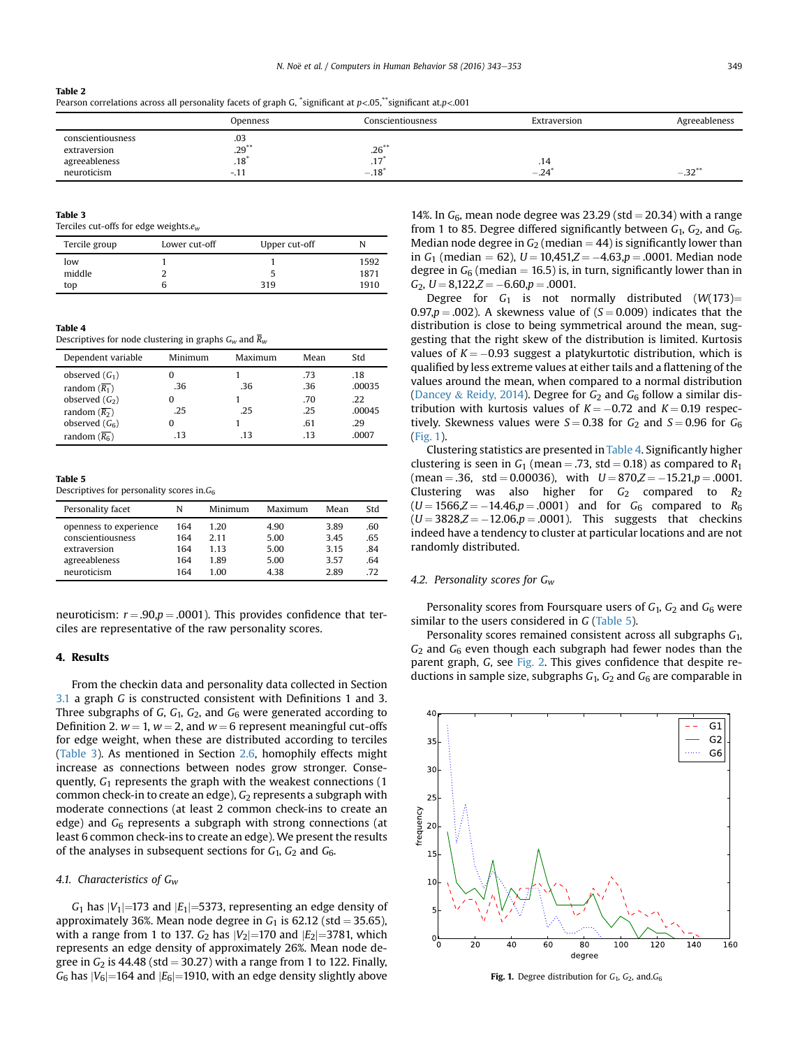**Table 2**
Pearson correlations across all personality facets of graph G, *significant at $p<.05$, **significant at $p<.001$

| | Openness | Conscientiousness | Extraversion | Agreeableness |
|---|---|---|---|---|
| conscientiousness | .03 | | | |
| extraversion | .29** | .26** | | |
| agreeableness | .18* | .17* | .14 | |
| neuroticism | -.11 | −.18* | −.24* | −.32** |

**Table 3**
Terciles cut-offs for edge weights. $e_w$

| Tercile group | Lower cut-off | Upper cut-off | N |
|---|---|---|---|
| low | 1 | 1 | 1592 |
| middle | 2 | 5 | 1871 |
| top | 6 | 319 | 1910 |

**Table 4**
Descriptives for node clustering in graphs $G_w$ and $\overline{R}_w$

| Dependent variable | Minimum | Maximum | Mean | Std |
|---|---|---|---|---|
| observed ($G_1$) | 0 | 1 | .73 | .18 |
| random ($\overline{R_1}$) | .36 | .36 | .36 | .00035 |
| observed ($G_2$) | 0 | 1 | .70 | .22 |
| random ($\overline{R_2}$) | .25 | .25 | .25 | .00045 |
| observed ($G_6$) | 0 | 1 | .61 | .29 |
| random ($\overline{R_6}$) | .13 | .13 | .13 | .0007 |

**Table 5**
Descriptives for personality scores in. $G_6$

| Personality facet | N | Minimum | Maximum | Mean | Std |
|---|---|---|---|---|---|
| openness to experience | 164 | 1.20 | 4.90 | 3.89 | .60 |
| conscientiousness | 164 | 2.11 | 5.00 | 3.45 | .65 |
| extraversion | 164 | 1.13 | 5.00 | 3.15 | .84 |
| agreeableness | 164 | 1.89 | 5.00 | 3.57 | .64 |
| neuroticism | 164 | 1.00 | 4.38 | 2.89 | .72 |

neuroticism: $r=.90, p=.0001$). This provides confidence that terciles are representative of the raw personality scores.

## 4. Results

From the checkin data and personality data collected in Section 3.1 a graph $G$ is constructed consistent with Definitions 1 and 3. Three subgraphs of $G$, $G_1$, $G_2$, and $G_6$ were generated according to Definition 2. $w=1$, $w=2$, and $w=6$ represent meaningful cut-offs for edge weight, when these are distributed according to terciles (Table 3). As mentioned in Section 2.6, homophily effects might increase as connections between nodes grow stronger. Consequently, $G_1$ represents the graph with the weakest connections (1 common check-in to create an edge), $G_2$ represents a subgraph with moderate connections (at least 2 common check-ins to create an edge) and $G_6$ represents a subgraph with strong connections (at least 6 common check-ins to create an edge). We present the results of the analyses in subsequent sections for $G_1$, $G_2$ and $G_6$.

### 4.1. Characteristics of $G_w$

$G_1$ has $|V_1|=173$ and $|E_1|=5373$, representing an edge density of approximately 36%. Mean node degree in $G_1$ is 62.12 (std = 35.65), with a range from 1 to 137. $G_2$ has $|V_2|=170$ and $|E_2|=3781$, which represents an edge density of approximately 26%. Mean node degree in $G_2$ is 44.48 (std = 30.27) with a range from 1 to 122. Finally, $G_6$ has $|V_6|=164$ and $|E_6|=1910$, with an edge density slightly above 14%. In $G_6$, mean node degree was 23.29 (std = 20.34) with a range from 1 to 85. Degree differed significantly between $G_1$, $G_2$, and $G_6$. Median node degree in $G_2$ (median = 44) is significantly lower than in $G_1$ (median = 62), $U=10{,}451, Z=-4.63, p=.0001$. Median node degree in $G_6$ (median = 16.5) is, in turn, significantly lower than in $G_2$, $U=8{,}122, Z=-6.60, p=.0001$.

Degree for $G_1$ is not normally distributed ($W(173)=0.97, p=.002$). A skewness value of ($S=0.009$) indicates that the distribution is close to being symmetrical around the mean, suggesting that the right skew of the distribution is limited. Kurtosis values of $K=-0.93$ suggest a platykurtotic distribution, which is qualified by less extreme values at either tails and a flattening of the values around the mean, when compared to a normal distribution (Dancey & Reidy, 2014). Degree for $G_2$ and $G_6$ follow a similar distribution with kurtosis values of $K=-0.72$ and $K=0.19$ respectively. Skewness values were $S=0.38$ for $G_2$ and $S=0.96$ for $G_6$ (Fig. 1).

Clustering statistics are presented in Table 4. Significantly higher clustering is seen in $G_1$ (mean = .73, std = 0.18) as compared to $R_1$ (mean = .36, std = 0.00036), with $U=870, Z=-15.21, p=.0001$. Clustering was also higher for $G_2$ compared to $R_2$ ($U=1566, Z=-14.46, p=.0001$) and for $G_6$ compared to $R_6$ ($U=3828, Z=-12.06, p=.0001$). This suggests that checkins indeed have a tendency to cluster at particular locations and are not randomly distributed.

### 4.2. Personality scores for $G_w$

Personality scores from Foursquare users of $G_1$, $G_2$ and $G_6$ were similar to the users considered in $G$ (Table 5).

Personality scores remained consistent across all subgraphs $G_1$, $G_2$ and $G_6$ even though each subgraph had fewer nodes than the parent graph, $G$, see Fig. 2. This gives confidence that despite reductions in sample size, subgraphs $G_1$, $G_2$ and $G_6$ are comparable in

frequency
degree
G1
G2
G6
0
5
10
15
20
25
30
35
40
0
20
40
60
80
100
120
140
160

**Fig. 1.** Degree distribution for $G_1$, $G_2$, and. $G_6$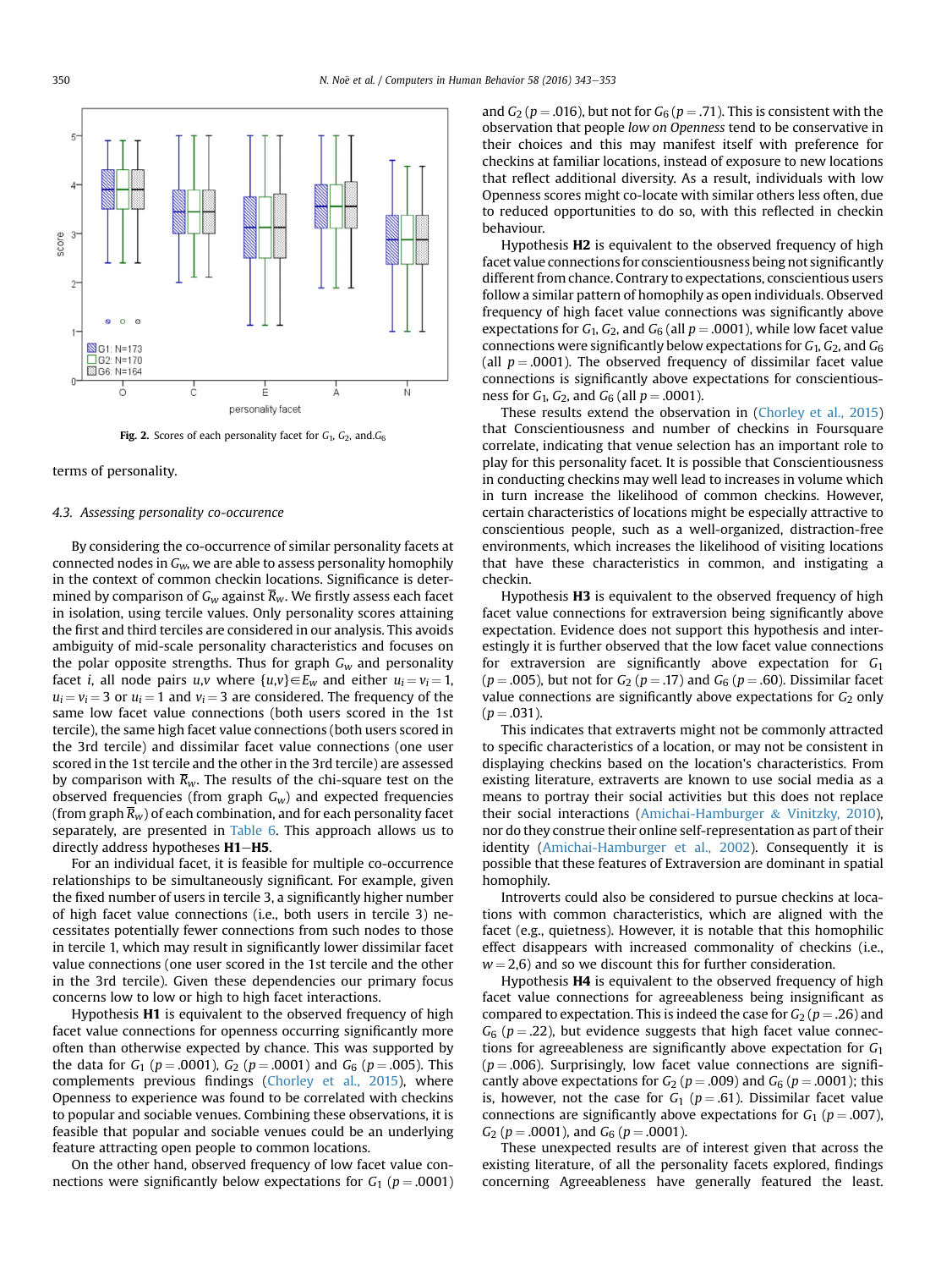5
4
3
2
1
0
score

G1: N=173
G2: N=170
G6: N=164

O C E A N
personality facet

**Fig. 2.** Scores of each personality facet for $G_1$, $G_2$, and $G_6$

terms of personality.

### 4.3. Assessing personality co-occurence

By considering the co-occurrence of similar personality facets at connected nodes in $G_w$, we are able to assess personality homophily in the context of common checkin locations. Significance is determined by comparison of $G_w$ against $\overline{R}_w$. We firstly assess each facet in isolation, using tercile values. Only personality scores attaining the first and third terciles are considered in our analysis. This avoids ambiguity of mid-scale personality characteristics and focuses on the polar opposite strengths. Thus for graph $G_w$ and personality facet $i$, all node pairs $u,v$ where $\{u,v\} \in E_w$ and either $u_i = v_i = 1$, $u_i = v_i = 3$ or $u_i = 1$ and $v_i = 3$ are considered. The frequency of the same low facet value connections (both users scored in the 1st tercile), the same high facet value connections (both users scored in the 3rd tercile) and dissimilar facet value connections (one user scored in the 1st tercile and the other in the 3rd tercile) are assessed by comparison with $\overline{R}_w$. The results of the chi-square test on the observed frequencies (from graph $G_w$) and expected frequencies (from graph $\overline{R}_w$) of each combination, and for each personality facet separately, are presented in Table 6. This approach allows us to directly address hypotheses **H1**–**H5**.

For an individual facet, it is feasible for multiple co-occurrence relationships to be simultaneously significant. For example, given the fixed number of users in tercile 3, a significantly higher number of high facet value connections (i.e., both users in tercile 3) necessitates potentially fewer connections from such nodes to those in tercile 1, which may result in significantly lower dissimilar facet value connections (one user scored in the 1st tercile and the other in the 3rd tercile). Given these dependencies our primary focus concerns low to low or high to high facet interactions.

Hypothesis **H1** is equivalent to the observed frequency of high facet value connections for openness occurring significantly more often than otherwise expected by chance. This was supported by the data for $G_1$ ($p = .0001$), $G_2$ ($p = .0001$) and $G_6$ ($p = .005$). This complements previous findings (Chorley et al., 2015), where Openness to experience was found to be correlated with checkins to popular and sociable venues. Combining these observations, it is feasible that popular and sociable venues could be an underlying feature attracting open people to common locations.

On the other hand, observed frequency of low facet value connections were significantly below expectations for $G_1$ ($p = .0001$) and $G_2$ ($p = .016$), but not for $G_6$ ($p = .71$). This is consistent with the observation that people *low on Openness* tend to be conservative in their choices and this may manifest itself with preference for checkins at familiar locations, instead of exposure to new locations that reflect additional diversity. As a result, individuals with low Openness scores might co-locate with similar others less often, due to reduced opportunities to do so, with this reflected in checkin behaviour.

Hypothesis **H2** is equivalent to the observed frequency of high facet value connections for conscientiousness being not significantly different from chance. Contrary to expectations, conscientious users follow a similar pattern of homophily as open individuals. Observed frequency of high facet value connections was significantly above expectations for $G_1$, $G_2$, and $G_6$ (all $p = .0001$), while low facet value connections were significantly below expectations for $G_1$, $G_2$, and $G_6$ (all $p = .0001$). The observed frequency of dissimilar facet value connections is significantly above expectations for conscientiousness for $G_1$, $G_2$, and $G_6$ (all $p = .0001$).

These results extend the observation in (Chorley et al., 2015) that Conscientiousness and number of checkins in Foursquare correlate, indicating that venue selection has an important role to play for this personality facet. It is possible that Conscientiousness in conducting checkins may well lead to increases in volume which in turn increase the likelihood of common checkins. However, certain characteristics of locations might be especially attractive to conscientious people, such as a well-organized, distraction-free environments, which increases the likelihood of visiting locations that have these characteristics in common, and instigating a checkin.

Hypothesis **H3** is equivalent to the observed frequency of high facet value connections for extraversion being significantly above expectation. Evidence does not support this hypothesis and interestingly it is further observed that the low facet value connections for extraversion are significantly above expectation for $G_1$ ($p = .005$), but not for $G_2$ ($p = .17$) and $G_6$ ($p = .60$). Dissimilar facet value connections are significantly above expectations for $G_2$ only ($p = .031$).

This indicates that extraverts might not be commonly attracted to specific characteristics of a location, or may not be consistent in displaying checkins based on the location's characteristics. From existing literature, extraverts are known to use social media as a means to portray their social activities but this does not replace their social interactions (Amichai-Hamburger & Vinitzky, 2010), nor do they construe their online self-representation as part of their identity (Amichai-Hamburger et al., 2002). Consequently it is possible that these features of Extraversion are dominant in spatial homophily.

Introverts could also be considered to pursue checkins at locations with common characteristics, which are aligned with the facet (e.g., quietness). However, it is notable that this homophilic effect disappears with increased commonality of checkins (i.e., $w = 2{,}6$) and so we discount this for further consideration.

Hypothesis **H4** is equivalent to the observed frequency of high facet value connections for agreeableness being insignificant as compared to expectation. This is indeed the case for $G_2$ ($p = .26$) and $G_6$ ($p = .22$), but evidence suggests that high facet value connections for agreeableness are significantly above expectation for $G_1$ ($p = .006$). Surprisingly, low facet value connections are significantly above expectations for $G_2$ ($p = .009$) and $G_6$ ($p = .0001$); this is, however, not the case for $G_1$ ($p = .61$). Dissimilar facet value connections are significantly above expectations for $G_1$ ($p = .007$), $G_2$ ($p = .0001$), and $G_6$ ($p = .0001$).

These unexpected results are of interest given that across the existing literature, of all the personality facets explored, findings concerning Agreeableness have generally featured the least.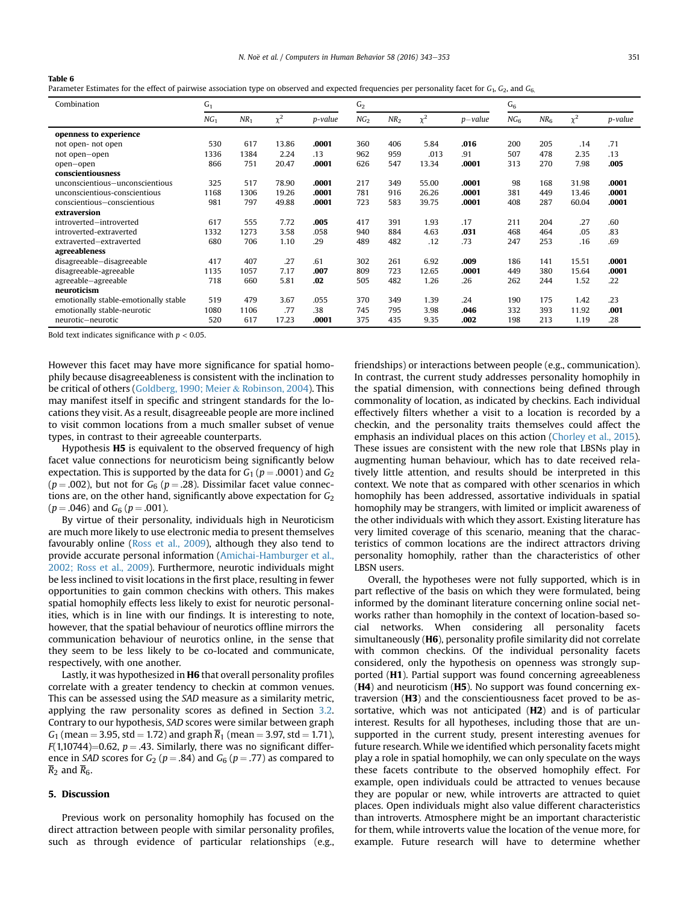**Table 6**
Parameter Estimates for the effect of pairwise association type on observed and expected frequencies per personality facet for $G_1$, $G_2$, and $G_6$.

| Combination | $G_1$ | | | | $G_2$ | | | | $G_6$ | | | |
|---|---|---|---|---|---|---|---|---|---|---|---|---|
| | $NG_1$ | $NR_1$ | $\chi^2$ | *p-value* | $NG_2$ | $NR_2$ | $\chi^2$ | *p−value* | $NG_6$ | $NR_6$ | $\chi^2$ | *p-value* |
| **openness to experience** | | | | | | | | | | | | |
| not open- not open | 530 | 617 | 13.86 | **.0001** | 360 | 406 | 5.84 | **.016** | 200 | 205 | .14 | .71 |
| not open−open | 1336 | 1384 | 2.24 | .13 | 962 | 959 | .013 | .91 | 507 | 478 | 2.35 | .13 |
| open−open | 866 | 751 | 20.47 | **.0001** | 626 | 547 | 13.34 | **.0001** | 313 | 270 | 7.98 | **.005** |
| **conscientiousness** | | | | | | | | | | | | |
| unconscientious−unconscientious | 325 | 517 | 78.90 | **.0001** | 217 | 349 | 55.00 | **.0001** | 98 | 168 | 31.98 | **.0001** |
| unconscientious-conscientious | 1168 | 1306 | 19.26 | **.0001** | 781 | 916 | 26.26 | **.0001** | 381 | 449 | 13.46 | **.0001** |
| conscientious−conscientious | 981 | 797 | 49.88 | **.0001** | 723 | 583 | 39.75 | **.0001** | 408 | 287 | 60.04 | **.0001** |
| **extraversion** | | | | | | | | | | | | |
| introverted−introverted | 617 | 555 | 7.72 | **.005** | 417 | 391 | 1.93 | .17 | 211 | 204 | .27 | .60 |
| introverted-extraverted | 1332 | 1273 | 3.58 | .058 | 940 | 884 | 4.63 | **.031** | 468 | 464 | .05 | .83 |
| extraverted−extraverted | 680 | 706 | 1.10 | .29 | 489 | 482 | .12 | .73 | 247 | 253 | .16 | .69 |
| **agreeableness** | | | | | | | | | | | | |
| disagreeable−disagreeable | 417 | 407 | .27 | .61 | 302 | 261 | 6.92 | **.009** | 186 | 141 | 15.51 | **.0001** |
| disagreeable-agreeable | 1135 | 1057 | 7.17 | **.007** | 809 | 723 | 12.65 | **.0001** | 449 | 380 | 15.64 | **.0001** |
| agreeable−agreeable | 718 | 660 | 5.81 | **.02** | 505 | 482 | 1.26 | .26 | 262 | 244 | 1.52 | .22 |
| **neuroticism** | | | | | | | | | | | | |
| emotionally stable-emotionally stable | 519 | 479 | 3.67 | .055 | 370 | 349 | 1.39 | .24 | 190 | 175 | 1.42 | .23 |
| emotionally stable-neurotic | 1080 | 1106 | .77 | .38 | 745 | 795 | 3.98 | **.046** | 332 | 393 | 11.92 | **.001** |
| neurotic−neurotic | 520 | 617 | 17.23 | **.0001** | 375 | 435 | 9.35 | **.002** | 198 | 213 | 1.19 | .28 |

Bold text indicates significance with $p < 0.05$.

However this facet may have more significance for spatial homophily because disagreeableness is consistent with the inclination to be critical of others (Goldberg, 1990; Meier & Robinson, 2004). This may manifest itself in specific and stringent standards for the locations they visit. As a result, disagreeable people are more inclined to visit common locations from a much smaller subset of venue types, in contrast to their agreeable counterparts.

Hypothesis **H5** is equivalent to the observed frequency of high facet value connections for neuroticism being significantly below expectation. This is supported by the data for $G_1$ ($p = .0001$) and $G_2$ ($p = .002$), but not for $G_6$ ($p = .28$). Dissimilar facet value connections are, on the other hand, significantly above expectation for $G_2$ ($p = .046$) and $G_6$ ($p = .001$).

By virtue of their personality, individuals high in Neuroticism are much more likely to use electronic media to present themselves favourably online (Ross et al., 2009), although they also tend to provide accurate personal information (Amichai-Hamburger et al., 2002; Ross et al., 2009). Furthermore, neurotic individuals might be less inclined to visit locations in the first place, resulting in fewer opportunities to gain common checkins with others. This makes spatial homophily effects less likely to exist for neurotic personalities, which is in line with our findings. It is interesting to note, however, that the spatial behaviour of neurotics offline mirrors the communication behaviour of neurotics online, in the sense that they seem to be less likely to be co-located and communicate, respectively, with one another.

Lastly, it was hypothesized in **H6** that overall personality profiles correlate with a greater tendency to checkin at common venues. This can be assessed using the *SAD* measure as a similarity metric, applying the raw personality scores as defined in Section 3.2. Contrary to our hypothesis, *SAD* scores were similar between graph $G_1$ (mean = 3.95, std = 1.72) and graph $\overline{R}_1$ (mean = 3.97, std = 1.71), $F(1,10744)=0.62$, $p = .43$. Similarly, there was no significant difference in *SAD* scores for $G_2$ ($p = .84$) and $G_6$ ($p = .77$) as compared to $\overline{R}_2$ and $\overline{R}_6$.

## 5. Discussion

Previous work on personality homophily has focused on the direct attraction between people with similar personality profiles, such as through evidence of particular relationships (e.g., friendships) or interactions between people (e.g., communication). In contrast, the current study addresses personality homophily in the spatial dimension, with connections being defined through commonality of location, as indicated by checkins. Each individual effectively filters whether a visit to a location is recorded by a checkin, and the personality traits themselves could affect the emphasis an individual places on this action (Chorley et al., 2015). These issues are consistent with the new role that LBSNs play in augmenting human behaviour, which has to date received relatively little attention, and results should be interpreted in this context. We note that as compared with other scenarios in which homophily has been addressed, assortative individuals in spatial homophily may be strangers, with limited or implicit awareness of the other individuals with which they assort. Existing literature has very limited coverage of this scenario, meaning that the characteristics of common locations are the indirect attractors driving personality homophily, rather than the characteristics of other LBSN users.

Overall, the hypotheses were not fully supported, which is in part reflective of the basis on which they were formulated, being informed by the dominant literature concerning online social networks rather than homophily in the context of location-based social networks. When considering all personality facets simultaneously (**H6**), personality profile similarity did not correlate with common checkins. Of the individual personality facets considered, only the hypothesis on openness was strongly supported (**H1**). Partial support was found concerning agreeableness (**H4**) and neuroticism (**H5**). No support was found concerning extraversion (**H3**) and the conscientiousness facet proved to be assortative, which was not anticipated (**H2**) and is of particular interest. Results for all hypotheses, including those that are unsupported in the current study, present interesting avenues for future research. While we identified which personality facets might play a role in spatial homophily, we can only speculate on the ways these facets contribute to the observed homophily effect. For example, open individuals could be attracted to venues because they are popular or new, while introverts are attracted to quiet places. Open individuals might also value different characteristics than introverts. Atmosphere might be an important characteristic for them, while introverts value the location of the venue more, for example. Future research will have to determine whether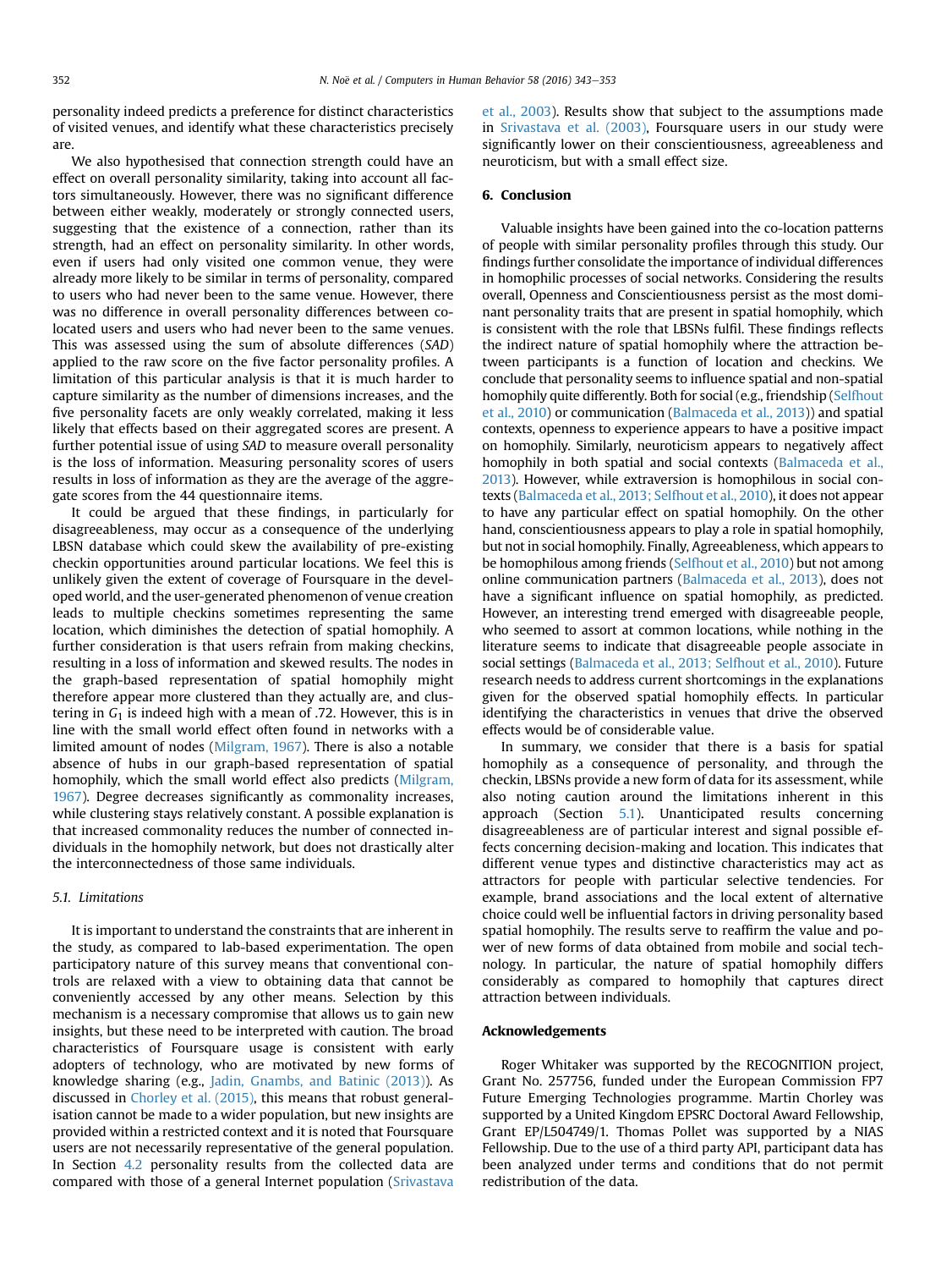personality indeed predicts a preference for distinct characteristics of visited venues, and identify what these characteristics precisely are.

We also hypothesised that connection strength could have an effect on overall personality similarity, taking into account all factors simultaneously. However, there was no significant difference between either weakly, moderately or strongly connected users, suggesting that the existence of a connection, rather than its strength, had an effect on personality similarity. In other words, even if users had only visited one common venue, they were already more likely to be similar in terms of personality, compared to users who had never been to the same venue. However, there was no difference in overall personality differences between co-located users and users who had never been to the same venues. This was assessed using the sum of absolute differences (*SAD*) applied to the raw score on the five factor personality profiles. A limitation of this particular analysis is that it is much harder to capture similarity as the number of dimensions increases, and the five personality facets are only weakly correlated, making it less likely that effects based on their aggregated scores are present. A further potential issue of using *SAD* to measure overall personality is the loss of information. Measuring personality scores of users results in loss of information as they are the average of the aggregate scores from the 44 questionnaire items.

It could be argued that these findings, in particularly for disagreeableness, may occur as a consequence of the underlying LBSN database which could skew the availability of pre-existing checkin opportunities around particular locations. We feel this is unlikely given the extent of coverage of Foursquare in the developed world, and the user-generated phenomenon of venue creation leads to multiple checkins sometimes representing the same location, which diminishes the detection of spatial homophily. A further consideration is that users refrain from making checkins, resulting in a loss of information and skewed results. The nodes in the graph-based representation of spatial homophily might therefore appear more clustered than they actually are, and clustering in $G_1$ is indeed high with a mean of .72. However, this is in line with the small world effect often found in networks with a limited amount of nodes (Milgram, 1967). There is also a notable absence of hubs in our graph-based representation of spatial homophily, which the small world effect also predicts (Milgram, 1967). Degree decreases significantly as commonality increases, while clustering stays relatively constant. A possible explanation is that increased commonality reduces the number of connected individuals in the homophily network, but does not drastically alter the interconnectedness of those same individuals.

### 5.1. Limitations

It is important to understand the constraints that are inherent in the study, as compared to lab-based experimentation. The open participatory nature of this survey means that conventional controls are relaxed with a view to obtaining data that cannot be conveniently accessed by any other means. Selection by this mechanism is a necessary compromise that allows us to gain new insights, but these need to be interpreted with caution. The broad characteristics of Foursquare usage is consistent with early adopters of technology, who are motivated by new forms of knowledge sharing (e.g., Jadin, Gnambs, and Batinic (2013)). As discussed in Chorley et al. (2015), this means that robust generalisation cannot be made to a wider population, but new insights are provided within a restricted context and it is noted that Foursquare users are not necessarily representative of the general population. In Section 4.2 personality results from the collected data are compared with those of a general Internet population (Srivastava et al., 2003). Results show that subject to the assumptions made in Srivastava et al. (2003), Foursquare users in our study were significantly lower on their conscientiousness, agreeableness and neuroticism, but with a small effect size.

## 6. Conclusion

Valuable insights have been gained into the co-location patterns of people with similar personality profiles through this study. Our findings further consolidate the importance of individual differences in homophilic processes of social networks. Considering the results overall, Openness and Conscientiousness persist as the most dominant personality traits that are present in spatial homophily, which is consistent with the role that LBSNs fulfil. These findings reflects the indirect nature of spatial homophily where the attraction between participants is a function of location and checkins. We conclude that personality seems to influence spatial and non-spatial homophily quite differently. Both for social (e.g., friendship (Selfhout et al., 2010) or communication (Balmaceda et al., 2013)) and spatial contexts, openness to experience appears to have a positive impact on homophily. Similarly, neuroticism appears to negatively affect homophily in both spatial and social contexts (Balmaceda et al., 2013). However, while extraversion is homophilous in social contexts (Balmaceda et al., 2013; Selfhout et al., 2010), it does not appear to have any particular effect on spatial homophily. On the other hand, conscientiousness appears to play a role in spatial homophily, but not in social homophily. Finally, Agreeableness, which appears to be homophilous among friends (Selfhout et al., 2010) but not among online communication partners (Balmaceda et al., 2013), does not have a significant influence on spatial homophily, as predicted. However, an interesting trend emerged with disagreeable people, who seemed to assort at common locations, while nothing in the literature seems to indicate that disagreeable people associate in social settings (Balmaceda et al., 2013; Selfhout et al., 2010). Future research needs to address current shortcomings in the explanations given for the observed spatial homophily effects. In particular identifying the characteristics in venues that drive the observed effects would be of considerable value.

In summary, we consider that there is a basis for spatial homophily as a consequence of personality, and through the checkin, LBSNs provide a new form of data for its assessment, while also noting caution around the limitations inherent in this approach (Section 5.1). Unanticipated results concerning disagreeableness are of particular interest and signal possible effects concerning decision-making and location. This indicates that different venue types and distinctive characteristics may act as attractors for people with particular selective tendencies. For example, brand associations and the local extent of alternative choice could well be influential factors in driving personality based spatial homophily. The results serve to reaffirm the value and power of new forms of data obtained from mobile and social technology. In particular, the nature of spatial homophily differs considerably as compared to homophily that captures direct attraction between individuals.

## Acknowledgements

Roger Whitaker was supported by the RECOGNITION project, Grant No. 257756, funded under the European Commission FP7 Future Emerging Technologies programme. Martin Chorley was supported by a United Kingdom EPSRC Doctoral Award Fellowship, Grant EP/L504749/1. Thomas Pollet was supported by a NIAS Fellowship. Due to the use of a third party API, participant data has been analyzed under terms and conditions that do not permit redistribution of the data.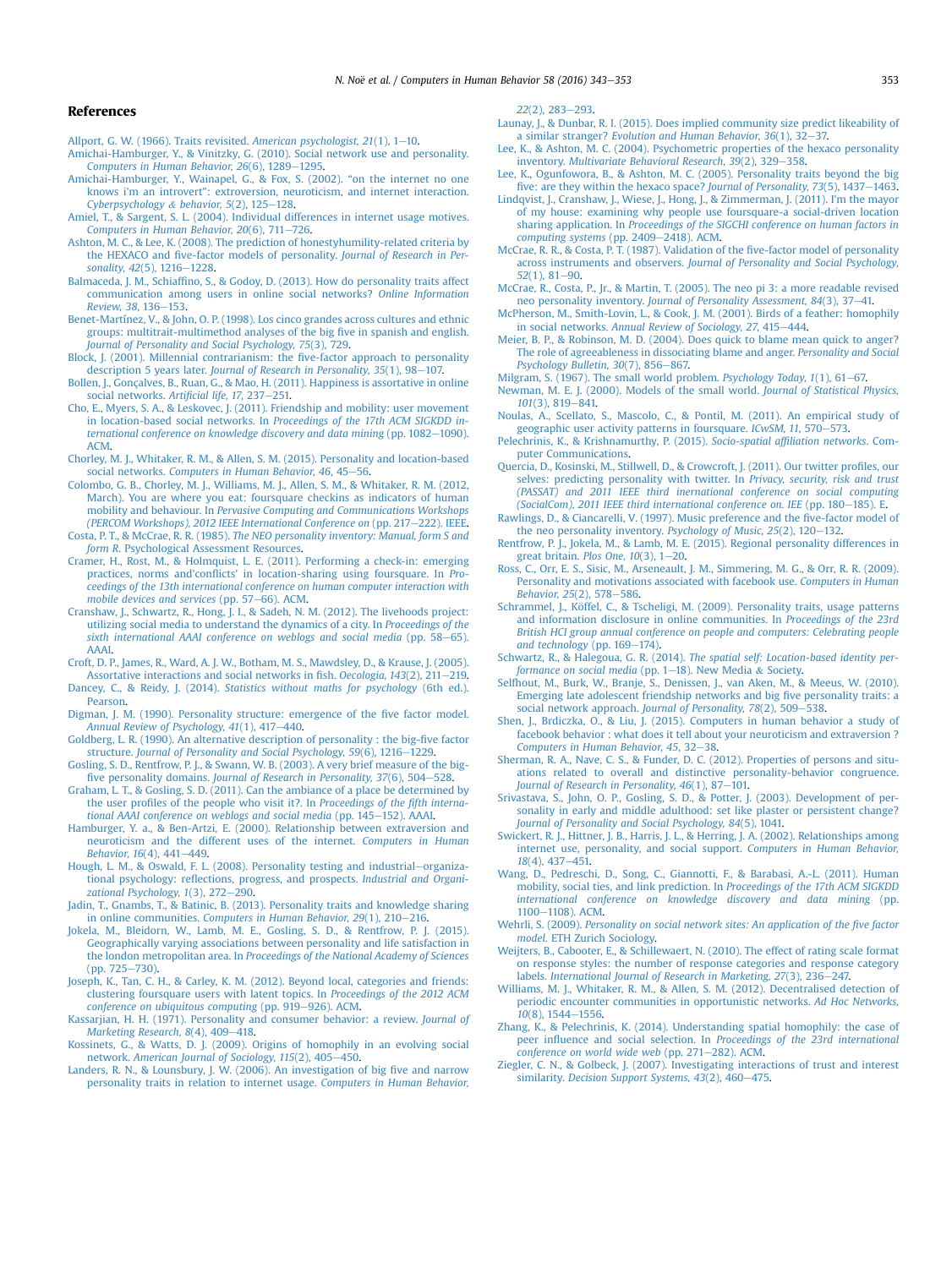## References

Allport, G. W. (1966). Traits revisited. *American psychologist, 21*(1), 1–10.

Amichai-Hamburger, Y., & Vinitzky, G. (2010). Social network use and personality. *Computers in Human Behavior, 26*(6), 1289–1295.

Amichai-Hamburger, Y., Wainapel, G., & Fox, S. (2002). "on the internet no one knows i'm an introvert": extroversion, neuroticism, and internet interaction. *Cyberpsychology & behavior, 5*(2), 125–128.

Amiel, T., & Sargent, S. L. (2004). Individual differences in internet usage motives. *Computers in Human Behavior, 20*(6), 711–726.

Ashton, M. C., & Lee, K. (2008). The prediction of honestyhumility-related criteria by the HEXACO and five-factor models of personality. *Journal of Research in Personality, 42*(5), 1216–1228.

Balmaceda, J. M., Schiaffino, S., & Godoy, D. (2013). How do personality traits affect communication among users in online social networks? *Online Information Review, 38*, 136–153.

Benet-Martínez, V., & John, O. P. (1998). Los cinco grandes across cultures and ethnic groups: multitrait-multimethod analyses of the big five in spanish and english. *Journal of Personality and Social Psychology, 75*(3), 729.

Block, J. (2001). Millennial contrarianism: the five-factor approach to personality description 5 years later. *Journal of Research in Personality, 35*(1), 98–107.

Bollen, J., Gonçalves, B., Ruan, G., & Mao, H. (2011). Happiness is assortative in online social networks. *Artificial life, 17*, 237–251.

Cho, E., Myers, S. A., & Leskovec, J. (2011). Friendship and mobility: user movement in location-based social networks. In *Proceedings of the 17th ACM SIGKDD international conference on knowledge discovery and data mining* (pp. 1082–1090). ACM.

Chorley, M. J., Whitaker, R. M., & Allen, S. M. (2015). Personality and location-based social networks. *Computers in Human Behavior, 46*, 45–56.

Colombo, G. B., Chorley, M. J., Williams, M. J., Allen, S. M., & Whitaker, R. M. (2012, March). You are where you eat: foursquare checkins as indicators of human mobility and behaviour. In *Pervasive Computing and Communications Workshops (PERCOM Workshops), 2012 IEEE International Conference on* (pp. 217–222). IEEE.

Costa, P. T., & McCrae, R. R. (1985). *The NEO personality inventory: Manual, form S and form R.* Psychological Assessment Resources.

Cramer, H., Rost, M., & Holmquist, L. E. (2011). Performing a check-in: emerging practices, norms and'conflicts' in location-sharing using foursquare. In *Proceedings of the 13th international conference on human computer interaction with mobile devices and services* (pp. 57–66). ACM.

Cranshaw, J., Schwartz, R., Hong, J. I., & Sadeh, N. M. (2012). The livehoods project: utilizing social media to understand the dynamics of a city. In *Proceedings of the sixth international AAAI conference on weblogs and social media* (pp. 58–65). AAAI.

Croft, D. P., James, R., Ward, A. J. W., Botham, M. S., Mawsdley, D., & Krause, J. (2005). Assortative interactions and social networks in fish. *Oecologia, 143*(2), 211–219.

Dancey, C., & Reidy, J. (2014). *Statistics without maths for psychology* (6th ed.). Pearson.

Digman, J. M. (1990). Personality structure: emergence of the five factor model. *Annual Review of Psychology, 41*(1), 417–440.

Goldberg, L. R. (1990). An alternative description of personality : the big-five factor structure. *Journal of Personality and Social Psychology, 59*(6), 1216–1229.

Gosling, S. D., Rentfrow, P. J., & Swann, W. B. (2003). A very brief measure of the big-five personality domains. *Journal of Research in Personality, 37*(6), 504–528.

Graham, L. T., & Gosling, S. D. (2011). Can the ambiance of a place be determined by the user profiles of the people who visit it?. In *Proceedings of the fifth international AAAI conference on weblogs and social media* (pp. 145–152). AAAI.

Hamburger, Y. a., & Ben-Artzi, E. (2000). Relationship between extraversion and neuroticism and the different uses of the internet. *Computers in Human Behavior, 16*(4), 441–449.

Hough, L. M., & Oswald, F. L. (2008). Personality testing and industrial–organizational psychology: reflections, progress, and prospects. *Industrial and Organizational Psychology, 1*(3), 272–290.

Jadin, T., Gnambs, T., & Batinic, B. (2013). Personality traits and knowledge sharing in online communities. *Computers in Human Behavior, 29*(1), 210–216.

Jokela, M., Bleidorn, W., Lamb, M. E., Gosling, S. D., & Rentfrow, P. J. (2015). Geographically varying associations between personality and life satisfaction in the london metropolitan area. In *Proceedings of the National Academy of Sciences* (pp. 725–730).

Joseph, K., Tan, C. H., & Carley, K. M. (2012). Beyond local, categories and friends: clustering foursquare users with latent topics. In *Proceedings of the 2012 ACM conference on ubiquitous computing* (pp. 919–926). ACM.

Kassarjian, H. H. (1971). Personality and consumer behavior: a review. *Journal of Marketing Research, 8*(4), 409–418.

Kossinets, G., & Watts, D. J. (2009). Origins of homophily in an evolving social network. *American Journal of Sociology, 115*(2), 405–450.

Landers, R. N., & Lounsbury, J. W. (2006). An investigation of big five and narrow personality traits in relation to internet usage. *Computers in Human Behavior, 22*(2), 283–293.

Launay, J., & Dunbar, R. I. (2015). Does implied community size predict likeability of a similar stranger? *Evolution and Human Behavior, 36*(1), 32–37.

Lee, K., & Ashton, M. C. (2004). Psychometric properties of the hexaco personality inventory. *Multivariate Behavioral Research, 39*(2), 329–358.

Lee, K., Ogunfowora, B., & Ashton, M. C. (2005). Personality traits beyond the big five: are they within the hexaco space? *Journal of Personality, 73*(5), 1437–1463.

Lindqvist, J., Cranshaw, J., Wiese, J., Hong, J., & Zimmerman, J. (2011). I'm the mayor of my house: examining why people use foursquare-a social-driven location sharing application. In *Proceedings of the SIGCHI conference on human factors in computing systems* (pp. 2409–2418). ACM.

McCrae, R. R., & Costa, P. T. (1987). Validation of the five-factor model of personality across instruments and observers. *Journal of Personality and Social Psychology, 52*(1), 81–90.

McCrae, R. R., Costa, P., Jr., & Martin, T. (2005). The neo pi 3: a more readable revised neo personality inventory. *Journal of Personality Assessment, 84*(3), 37–41.

McPherson, M., Smith-Lovin, L., & Cook, J. M. (2001). Birds of a feather: homophily in social networks. *Annual Review of Sociology, 27*, 415–444.

Meier, B. P., & Robinson, M. D. (2004). Does quick to blame mean quick to anger? The role of agreeableness in dissociating blame and anger. *Personality and Social Psychology Bulletin, 30*(7), 856–867.

Milgram, S. (1967). The small world problem. *Psychology Today, 1*(1), 61–67.

Newman, M. E. J. (2000). Models of the small world. *Journal of Statistical Physics, 101*(3), 819–841.

Noulas, A., Scellato, S., Mascolo, C., & Pontil, M. (2011). An empirical study of geographic user activity patterns in foursquare. *ICwSM, 11*, 570–573.

Pelechrinis, K., & Krishnamurthy, P. (2015). *Socio-spatial affiliation networks*. Computer Communications.

Quercia, D., Kosinski, M., Stillwell, D., & Crowcroft, J. (2011). Our twitter profiles, our selves: predicting personality with twitter. In *Privacy, security, risk and trust (PASSAT) and 2011 IEEE third international conference on social computing (SocialCom), 2011 IEEE third international conference on. IEE* (pp. 180–185). E.

Rawlings, D., & Ciancarelli, V. (1997). Music preference and the five-factor model of the neo personality inventory. *Psychology of Music, 25*(2), 120–132.

Rentfrow, P. J., Jokela, M., & Lamb, M. E. (2015). Regional personality differences in great britain. *Plos One, 10*(3), 1–20.

Ross, C., Orr, E. S., Sisic, M., Arseneault, J. M., Simmering, M. G., & Orr, R. R. (2009). Personality and motivations associated with facebook use. *Computers in Human Behavior, 25*(2), 578–586.

Schrammel, J., Köffel, C., & Tscheligi, M. (2009). Personality traits, usage patterns and information disclosure in online communities. In *Proceedings of the 23rd British HCI group annual conference on people and computers: Celebrating people and technology* (pp. 169–174).

Schwartz, R., & Halegoua, G. R. (2014). *The spatial self: Location-based identity performance on social media* (pp. 1–18). New Media & Society.

Selfhout, M., Burk, W., Branje, S., Denissen, J., van Aken, M., & Meeus, W. (2010). Emerging late adolescent friendship networks and big five personality traits: a social network approach. *Journal of Personality, 78*(2), 509–538.

Shen, J., Brdiczka, O., & Liu, J. (2015). Computers in human behavior a study of facebook behavior : what does it tell about your neuroticism and extraversion ? *Computers in Human Behavior, 45*, 32–38.

Sherman, R. A., Nave, C. S., & Funder, D. C. (2012). Properties of persons and situations related to overall and distinctive personality-behavior congruence. *Journal of Research in Personality, 46*(1), 87–101.

Srivastava, S., John, O. P., Gosling, S. D., & Potter, J. (2003). Development of personality in early and middle adulthood: set like plaster or persistent change? *Journal of Personality and Social Psychology, 84*(5), 1041.

Swickert, R. J., Hittner, J. B., Harris, J. L., & Herring, J. A. (2002). Relationships among internet use, personality, and social support. *Computers in Human Behavior, 18*(4), 437–451.

Wang, D., Pedreschi, D., Song, C., Giannotti, F., & Barabasi, A.-L. (2011). Human mobility, social ties, and link prediction. In *Proceedings of the 17th ACM SIGKDD international conference on knowledge discovery and data mining* (pp. 1100–1108). ACM.

Wehrli, S. (2009). *Personality on social network sites: An application of the five factor model*. ETH Zurich Sociology.

Weijters, B., Cabooter, E., & Schillewaert, N. (2010). The effect of rating scale format on response styles: the number of response categories and response category labels. *International Journal of Research in Marketing, 27*(3), 236–247.

Williams, M. J., Whitaker, R. M., & Allen, S. M. (2012). Decentralised detection of periodic encounter communities in opportunistic networks. *Ad Hoc Networks, 10*(8), 1544–1556.

Zhang, K., & Pelechrinis, K. (2014). Understanding spatial homophily: the case of peer influence and social selection. In *Proceedings of the 23rd international conference on world wide web* (pp. 271–282). ACM.

Ziegler, C. N., & Golbeck, J. (2007). Investigating interactions of trust and interest similarity. *Decision Support Systems, 43*(2), 460–475.